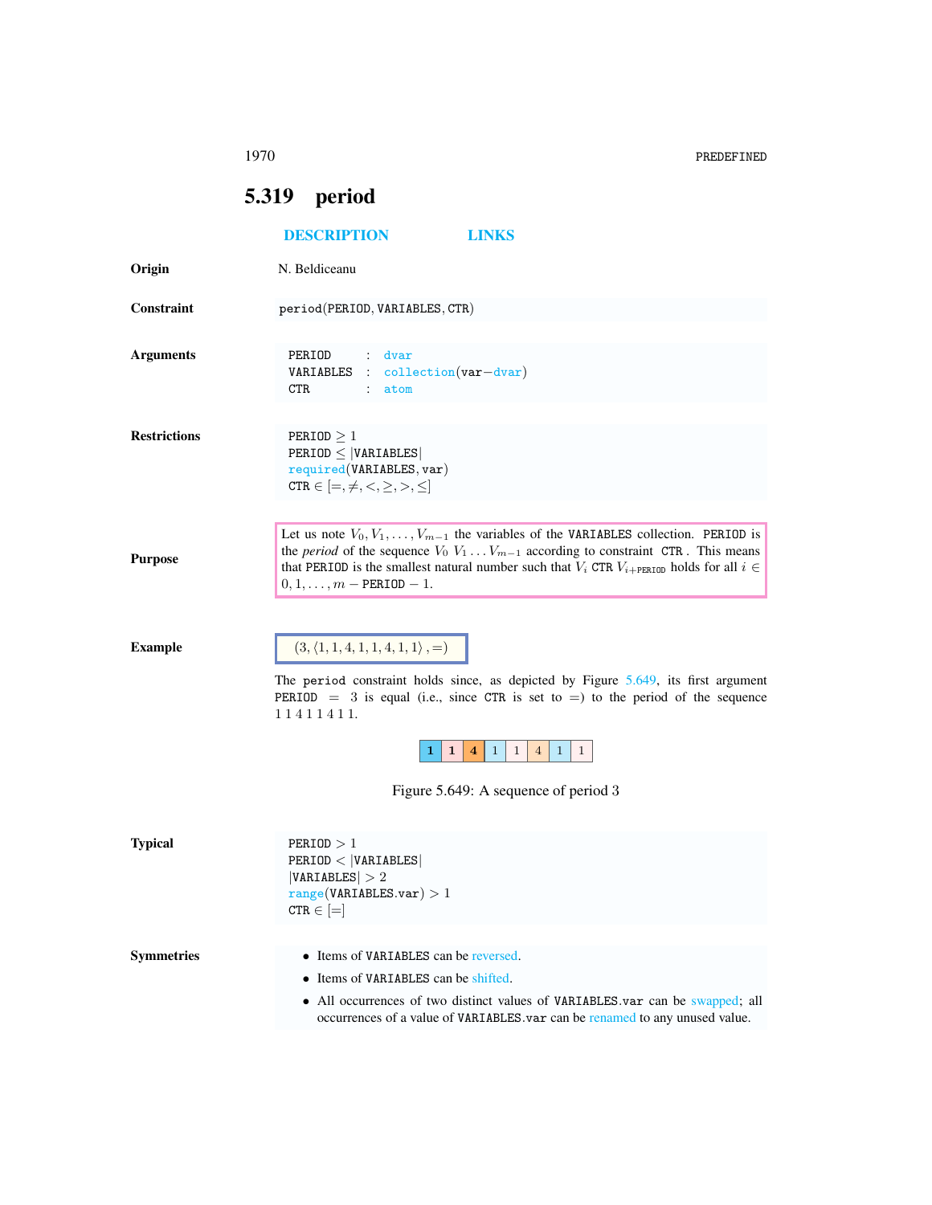## 5.319 period

DESCRIPTION LINKS

**Origin**

N. Beldiceanu

**Constraint**

period(PERIOD, VARIABLES, CTR)

**Arguments**

```
PERIOD    : dvar
VARIABLES : collection(var−dvar)
CTR       : atom
```

**Restrictions**

PERIOD $\geq 1$
PERIOD $\leq$ |VARIABLES|
required(VARIABLES, var)
CTR $\in [=, \neq, <, \geq, >, \leq]$

**Purpose**

Let us note $V_0, V_1, \ldots, V_{m-1}$ the variables of the VARIABLES collection. PERIOD is the *period* of the sequence $V_0\ V_1 \ldots V_{m-1}$ according to constraint CTR . This means that PERIOD is the smallest natural number such that $V_i$ CTR $V_{i+\text{PERIOD}}$ holds for all $i \in 0, 1, \ldots, m - \text{PERIOD} - 1$.

**Example**

$(3, \langle 1, 1, 4, 1, 1, 4, 1, 1 \rangle, =)$

The period constraint holds since, as depicted by Figure 5.649, its first argument PERIOD $= 3$ is equal (i.e., since CTR is set to $=$) to the period of the sequence 1 1 4 1 1 4 1 1.

| 1 | 1 | 4 | 1 | 1 | 4 | 1 | 1 |
|---|---|---|---|---|---|---|---|

Figure 5.649: A sequence of period 3

**Typical**

PERIOD $> 1$
PERIOD $<$ |VARIABLES|
|VARIABLES| $> 2$
range(VARIABLES.var) $> 1$
CTR $\in [=]$

**Symmetries**

- Items of VARIABLES can be reversed.
- Items of VARIABLES can be shifted.
- All occurrences of two distinct values of VARIABLES.var can be swapped; all occurrences of a value of VARIABLES.var can be renamed to any unused value.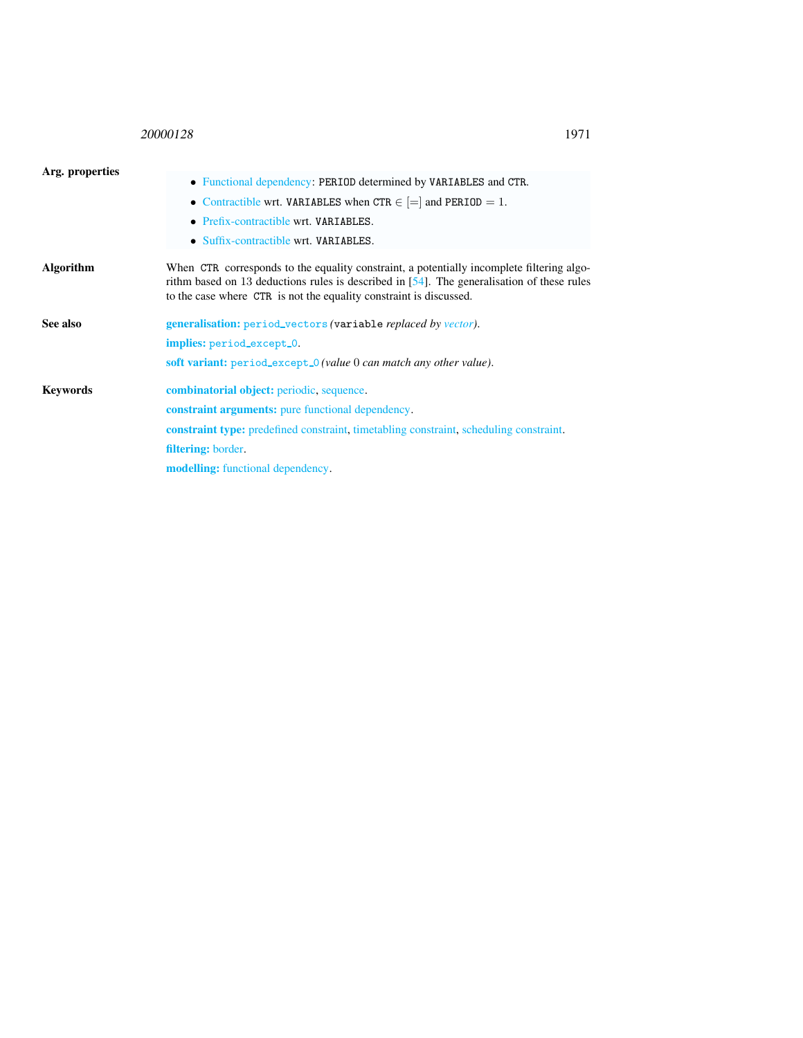**Arg. properties**

- Functional dependency: PERIOD determined by VARIABLES and CTR.
- Contractible wrt. VARIABLES when CTR $\in [=]$ and PERIOD $= 1$.
- Prefix-contractible wrt. VARIABLES.
- Suffix-contractible wrt. VARIABLES.

**Algorithm**

When CTR corresponds to the equality constraint, a potentially incomplete filtering algorithm based on 13 deductions rules is described in [54]. The generalisation of these rules to the case where CTR is not the equality constraint is discussed.

**See also**

**generalisation:** period_vectors (variable *replaced by vector*).

**implies:** period_except_0.

**soft variant:** period_except_0 (*value* 0 *can match any other value*).

**Keywords**

**combinatorial object:** periodic, sequence.

**constraint arguments:** pure functional dependency.

**constraint type:** predefined constraint, timetabling constraint, scheduling constraint.

**filtering:** border.

**modelling:** functional dependency.